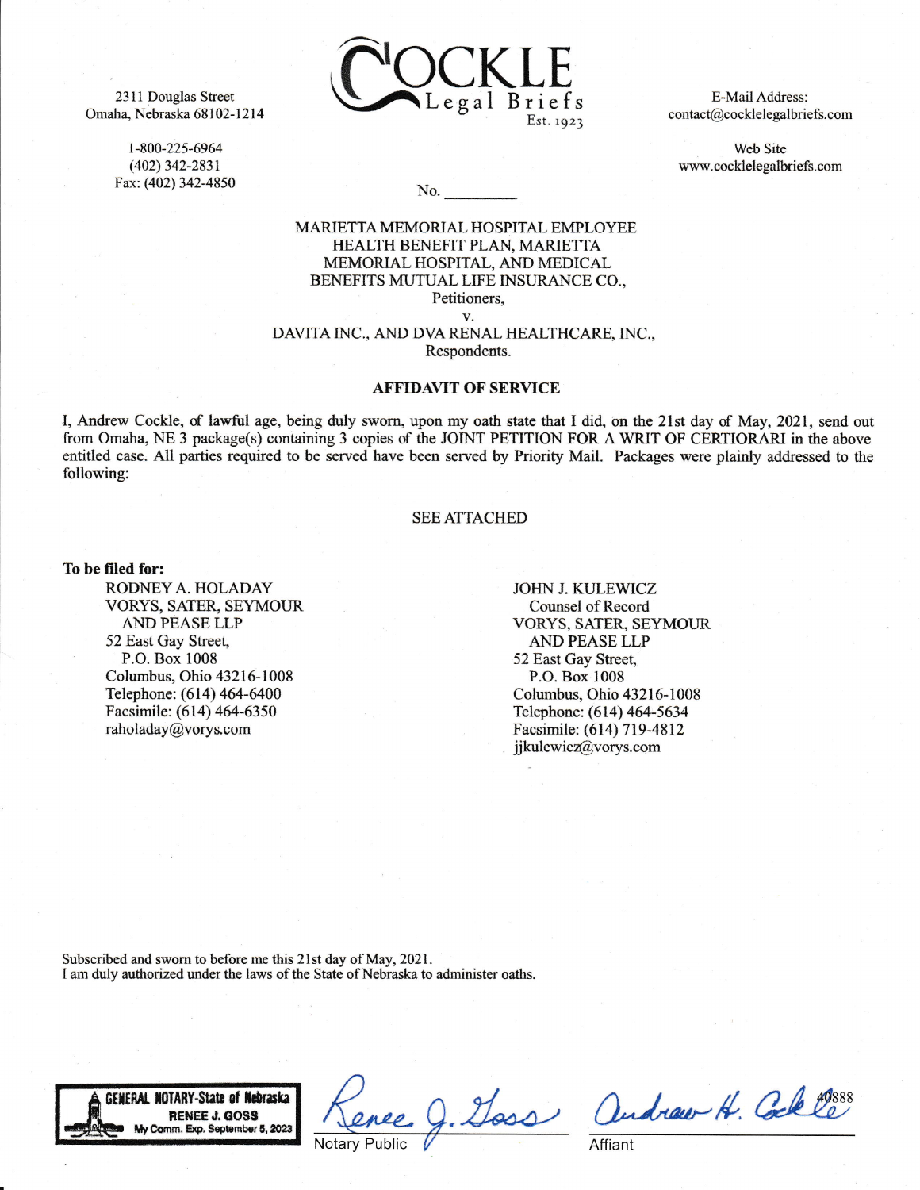2311 Douglas Street
Omaha, Nebraska 68102-1214

1-800-225-6964
(402) 342-2831
Fax: (402) 342-4850

COCKLE
Legal Briefs
Est. 1923

E-Mail Address:
contact@cocklelegalbriefs.com

Web Site
www.cocklelegalbriefs.com

No. _________

MARIETTA MEMORIAL HOSPITAL EMPLOYEE HEALTH BENEFIT PLAN, MARIETTA MEMORIAL HOSPITAL, AND MEDICAL BENEFITS MUTUAL LIFE INSURANCE CO.,
Petitioners,

v.

DAVITA INC., AND DVA RENAL HEALTHCARE, INC.,
Respondents.

## AFFIDAVIT OF SERVICE

I, Andrew Cockle, of lawful age, being duly sworn, upon my oath state that I did, on the 21st day of May, 2021, send out from Omaha, NE 3 package(s) containing 3 copies of the JOINT PETITION FOR A WRIT OF CERTIORARI in the above entitled case. All parties required to be served have been served by Priority Mail. Packages were plainly addressed to the following:

SEE ATTACHED

**To be filed for:**

RODNEY A. HOLADAY
VORYS, SATER, SEYMOUR
AND PEASE LLP
52 East Gay Street,
P.O. Box 1008
Columbus, Ohio 43216-1008
Telephone: (614) 464-6400
Facsimile: (614) 464-6350
raholaday@vorys.com

JOHN J. KULEWICZ
Counsel of Record
VORYS, SATER, SEYMOUR
AND PEASE LLP
52 East Gay Street,
P.O. Box 1008
Columbus, Ohio 43216-1008
Telephone: (614) 464-5634
Facsimile: (614) 719-4812
jjkulewicz@vorys.com

Subscribed and sworn to before me this 21st day of May, 2021.
I am duly authorized under the laws of the State of Nebraska to administer oaths.

GENERAL NOTARY-State of Nebraska
RENEE J. GOSS
My Comm. Exp. September 5, 2023

Renee J. Goss
Notary Public

Andrew H. Cockle 40888
Affiant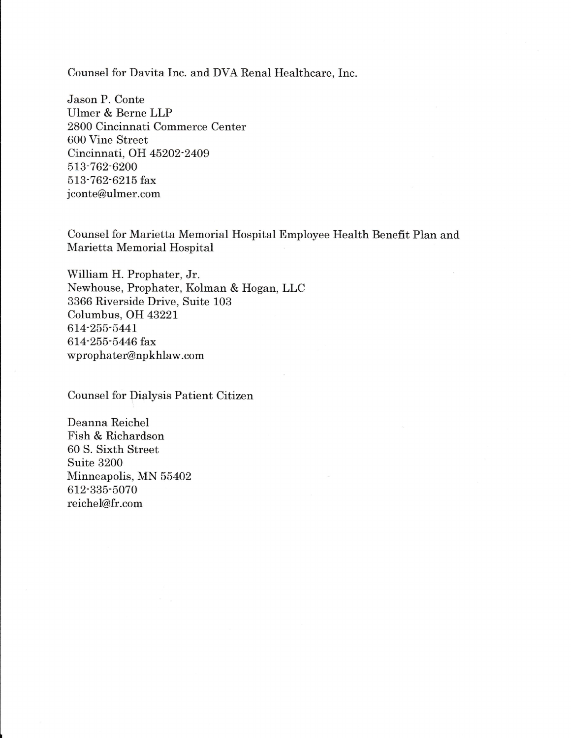Counsel for Davita Inc. and DVA Renal Healthcare, Inc.

Jason P. Conte
Ulmer & Berne LLP
2800 Cincinnati Commerce Center
600 Vine Street
Cincinnati, OH 45202-2409
513-762-6200
513-762-6215 fax
jconte@ulmer.com

Counsel for Marietta Memorial Hospital Employee Health Benefit Plan and Marietta Memorial Hospital

William H. Prophater, Jr.
Newhouse, Prophater, Kolman & Hogan, LLC
3366 Riverside Drive, Suite 103
Columbus, OH 43221
614-255-5441
614-255-5446 fax
wprophater@npkhlaw.com

Counsel for Dialysis Patient Citizen

Deanna Reichel
Fish & Richardson
60 S. Sixth Street
Suite 3200
Minneapolis, MN 55402
612-335-5070
reichel@fr.com